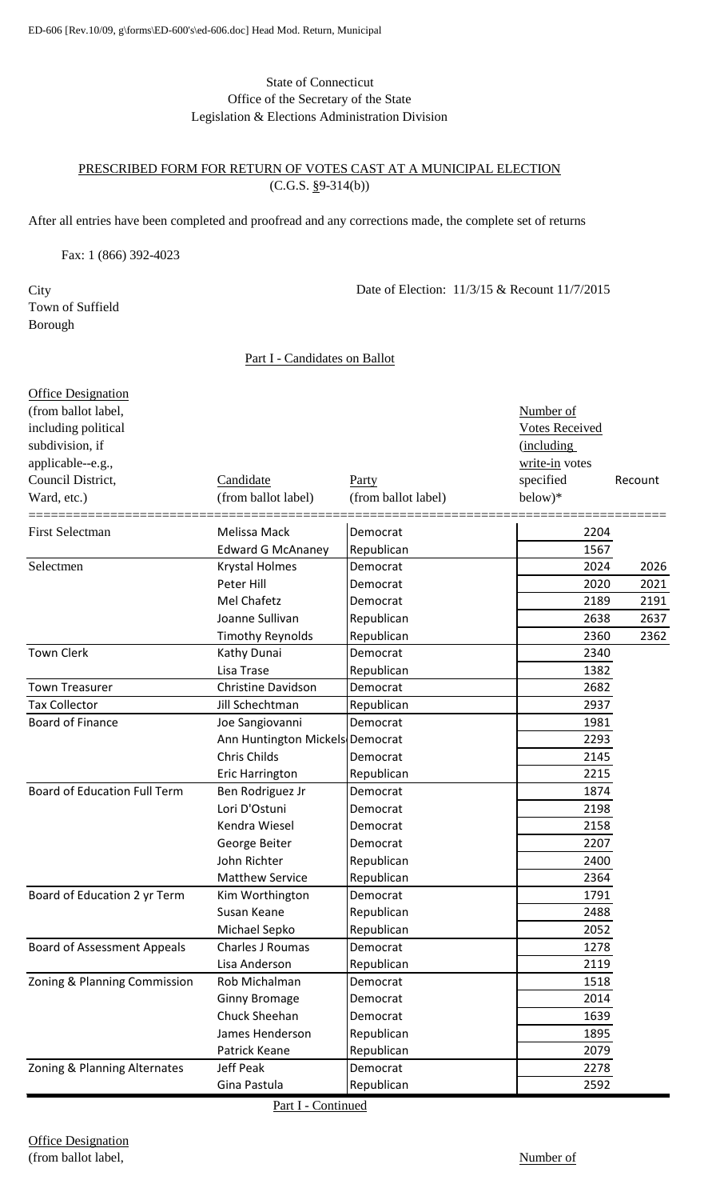ED-606 [Rev.10/09, g\forms\ED-600's\ed-606.doc] Head Mod. Return, Municipal

State of Connecticut
Office of the Secretary of the State
Legislation & Elections Administration Division

PRESCRIBED FORM FOR RETURN OF VOTES CAST AT A MUNICIPAL ELECTION
(C.G.S. §9-314(b))

After all entries have been completed and proofread and any corrections made, the complete set of returns

Fax: 1 (866) 392-4023

City
Town of Suffield
Borough

Date of Election: 11/3/15 & Recount 11/7/2015

Part I - Candidates on Ballot

| Office Designation (from ballot label, including political subdivision, if applicable--e.g., Council District, Ward, etc.) | Candidate (from ballot label) | Party (from ballot label) | Number of Votes Received (including write-in votes specified below)* | Recount |
|---|---|---|---|---|
| First Selectman | Melissa Mack | Democrat | 2204 | |
| | Edward G McAnaney | Republican | 1567 | |
| Selectmen | Krystal Holmes | Democrat | 2024 | 2026 |
| | Peter Hill | Democrat | 2020 | 2021 |
| | Mel Chafetz | Democrat | 2189 | 2191 |
| | Joanne Sullivan | Republican | 2638 | 2637 |
| | Timothy Reynolds | Republican | 2360 | 2362 |
| Town Clerk | Kathy Dunai | Democrat | 2340 | |
| | Lisa Trase | Republican | 1382 | |
| Town Treasurer | Christine Davidson | Democrat | 2682 | |
| Tax Collector | Jill Schechtman | Republican | 2937 | |
| Board of Finance | Joe Sangiovanni | Democrat | 1981 | |
| | Ann Huntington Mickels | Democrat | 2293 | |
| | Chris Childs | Democrat | 2145 | |
| | Eric Harrington | Republican | 2215 | |
| Board of Education Full Term | Ben Rodriguez Jr | Democrat | 1874 | |
| | Lori D'Ostuni | Democrat | 2198 | |
| | Kendra Wiesel | Democrat | 2158 | |
| | George Beiter | Democrat | 2207 | |
| | John Richter | Republican | 2400 | |
| | Matthew Service | Republican | 2364 | |
| Board of Education 2 yr Term | Kim Worthington | Democrat | 1791 | |
| | Susan Keane | Republican | 2488 | |
| | Michael Sepko | Republican | 2052 | |
| Board of Assessment Appeals | Charles J Roumas | Democrat | 1278 | |
| | Lisa Anderson | Republican | 2119 | |
| Zoning & Planning Commission | Rob Michalman | Democrat | 1518 | |
| | Ginny Bromage | Democrat | 2014 | |
| | Chuck Sheehan | Democrat | 1639 | |
| | James Henderson | Republican | 1895 | |
| | Patrick Keane | Republican | 2079 | |
| Zoning & Planning Alternates | Jeff Peak | Democrat | 2278 | |
| | Gina Pastula | Republican | 2592 | |

Part I - Continued

Office Designation
(from ballot label,

Number of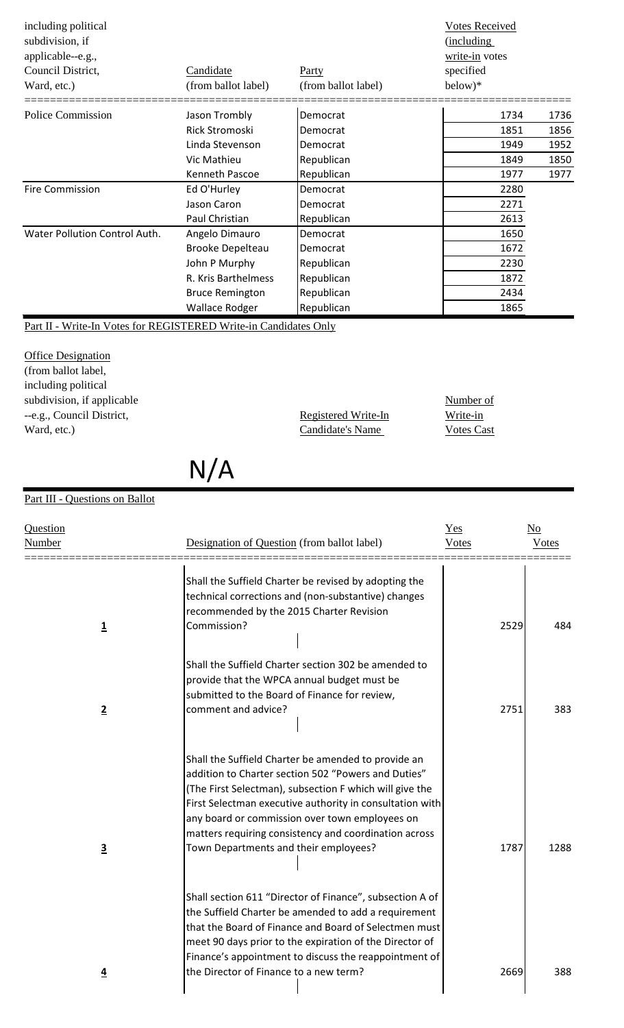| Office Designation (from ballot label, including political subdivision, if applicable--e.g., Council District, Ward, etc.) | Candidate (from ballot label) | Party (from ballot label) | Votes Received (including write-in votes specified below)* | |
|---|---|---|---|---|
| Police Commission | Jason Trombly | Democrat | 1734 | 1736 |
| | Rick Stromoski | Democrat | 1851 | 1856 |
| | Linda Stevenson | Democrat | 1949 | 1952 |
| | Vic Mathieu | Republican | 1849 | 1850 |
| | Kenneth Pascoe | Republican | 1977 | 1977 |
| Fire Commission | Ed O'Hurley | Democrat | 2280 | |
| | Jason Caron | Democrat | 2271 | |
| | Paul Christian | Republican | 2613 | |
| Water Pollution Control Auth. | Angelo Dimauro | Democrat | 1650 | |
| | Brooke Depelteau | Democrat | 1672 | |
| | John P Murphy | Republican | 2230 | |
| | R. Kris Barthelmess | Republican | 1872 | |
| | Bruce Remington | Republican | 2434 | |
| | Wallace Rodger | Republican | 1865 | |

Part II - Write-In Votes for REGISTERED Write-in Candidates Only

| Office Designation (from ballot label, including political subdivision, if applicable --e.g., Council District, Ward, etc.) | Registered Write-In Candidate's Name | Number of Write-in Votes Cast |
|---|---|---|

N/A

Part III - Questions on Ballot

| Question Number | Designation of Question (from ballot label) | Yes Votes | No Votes |
|---|---|---|---|
| 1 | Shall the Suffield Charter be revised by adopting the technical corrections and (non-substantive) changes recommended by the 2015 Charter Revision Commission? | 2529 | 484 |
| 2 | Shall the Suffield Charter section 302 be amended to provide that the WPCA annual budget must be submitted to the Board of Finance for review, comment and advice? | 2751 | 383 |
| 3 | Shall the Suffield Charter be amended to provide an addition to Charter section 502 "Powers and Duties" (The First Selectman), subsection F which will give the First Selectman executive authority in consultation with any board or commission over town employees on matters requiring consistency and coordination across Town Departments and their employees? | 1787 | 1288 |
| 4 | Shall section 611 "Director of Finance", subsection A of the Suffield Charter be amended to add a requirement that the Board of Finance and Board of Selectmen must meet 90 days prior to the expiration of the Director of Finance's appointment to discuss the reappointment of the Director of Finance to a new term? | 2669 | 388 |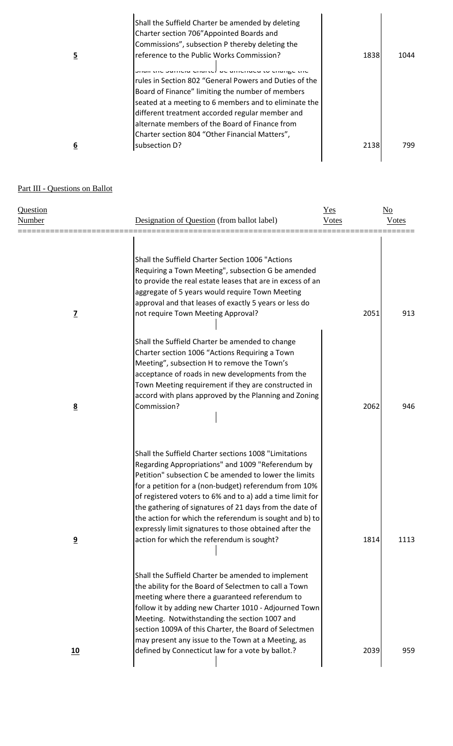| | | | |
|---|---|---|---|
| **5** | Shall the Suffield Charter be amended by deleting Charter section 706"Appointed Boards and Commissions", subsection P thereby deleting the reference to the Public Works Commission? | 1838 | 1044 |
| **6** | Shall the Suffield Charter be amended to change the rules in Section 802 "General Powers and Duties of the Board of Finance" limiting the number of members seated at a meeting to 6 members and to eliminate the different treatment accorded regular member and alternate members of the Board of Finance from Charter section 804 "Other Financial Matters", subsection D? | 2138 | 799 |

## Part III - Questions on Ballot

| Question Number | Designation of Question (from ballot label) | Yes Votes | No Votes |
|---|---|---|---|
| **7** | Shall the Suffield Charter Section 1006 "Actions Requiring a Town Meeting", subsection G be amended to provide the real estate leases that are in excess of an aggregate of 5 years would require Town Meeting approval and that leases of exactly 5 years or less do not require Town Meeting Approval? | 2051 | 913 |
| **8** | Shall the Suffield Charter be amended to change Charter section 1006 "Actions Requiring a Town Meeting", subsection H to remove the Town's acceptance of roads in new developments from the Town Meeting requirement if they are constructed in accord with plans approved by the Planning and Zoning Commission? | 2062 | 946 |
| **9** | Shall the Suffield Charter sections 1008 "Limitations Regarding Appropriations" and 1009 "Referendum by Petition" subsection C be amended to lower the limits for a petition for a (non-budget) referendum from 10% of registered voters to 6% and to a) add a time limit for the gathering of signatures of 21 days from the date of the action for which the referendum is sought and b) to expressly limit signatures to those obtained after the action for which the referendum is sought? | 1814 | 1113 |
| **10** | Shall the Suffield Charter be amended to implement the ability for the Board of Selectmen to call a Town meeting where there a guaranteed referendum to follow it by adding new Charter 1010 - Adjourned Town Meeting. Notwithstanding the section 1007 and section 1009A of this Charter, the Board of Selectmen may present any issue to the Town at a Meeting, as defined by Connecticut law for a vote by ballot.? | 2039 | 959 |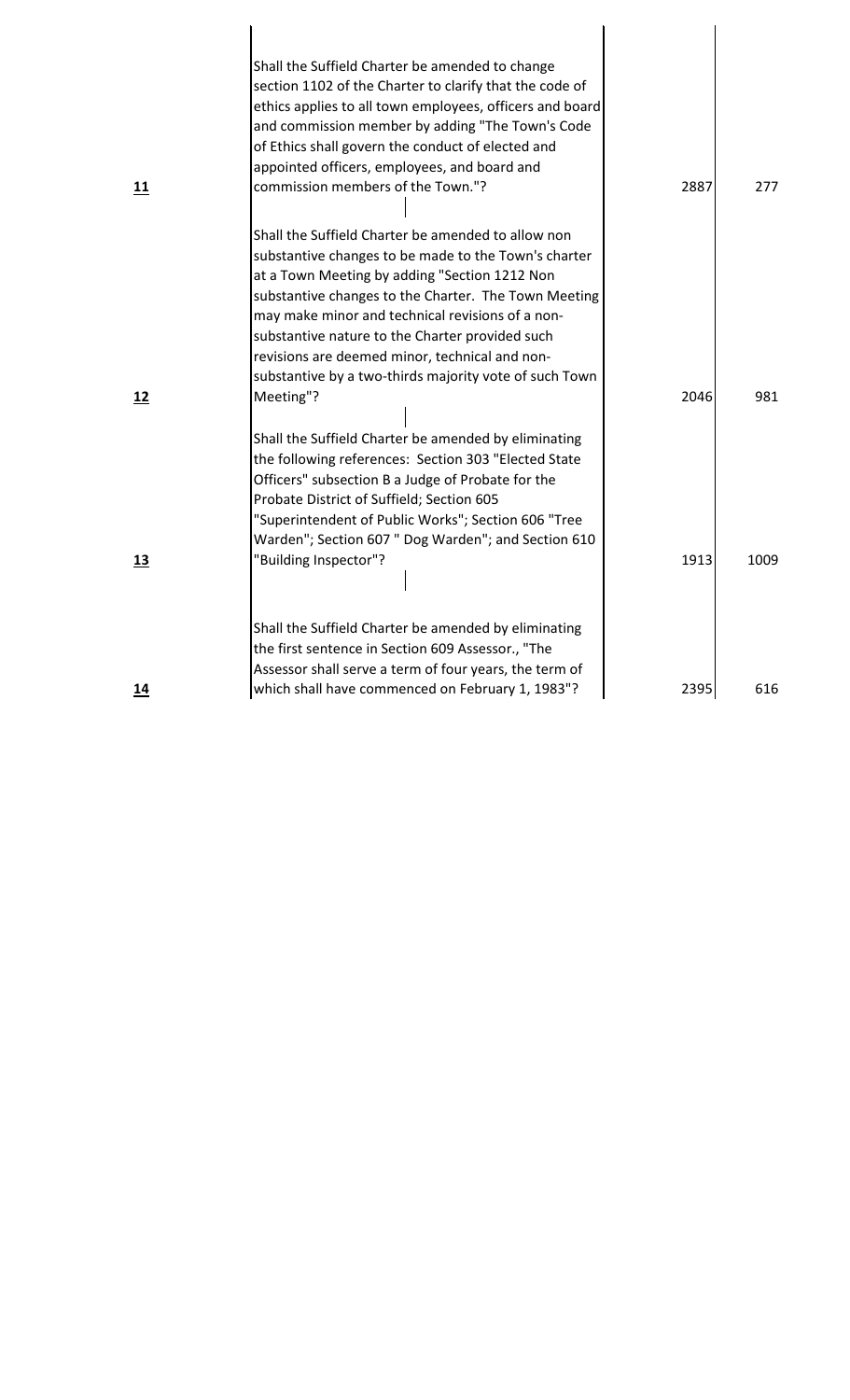| | | | |
|---|---|---|---|
| **11** | Shall the Suffield Charter be amended to change section 1102 of the Charter to clarify that the code of ethics applies to all town employees, officers and board and commission member by adding "The Town's Code of Ethics shall govern the conduct of elected and appointed officers, employees, and board and commission members of the Town."? | 2887 | 277 |
| **12** | Shall the Suffield Charter be amended to allow non substantive changes to be made to the Town's charter at a Town Meeting by adding "Section 1212 Non substantive changes to the Charter. The Town Meeting may make minor and technical revisions of a non-substantive nature to the Charter provided such revisions are deemed minor, technical and non-substantive by a two-thirds majority vote of such Town Meeting"? | 2046 | 981 |
| **13** | Shall the Suffield Charter be amended by eliminating the following references: Section 303 "Elected State Officers" subsection B a Judge of Probate for the Probate District of Suffield; Section 605 "Superintendent of Public Works"; Section 606 "Tree Warden"; Section 607 " Dog Warden"; and Section 610 "Building Inspector"? | 1913 | 1009 |
| **14** | Shall the Suffield Charter be amended by eliminating the first sentence in Section 609 Assessor., "The Assessor shall serve a term of four years, the term of which shall have commenced on February 1, 1983"? | 2395 | 616 |